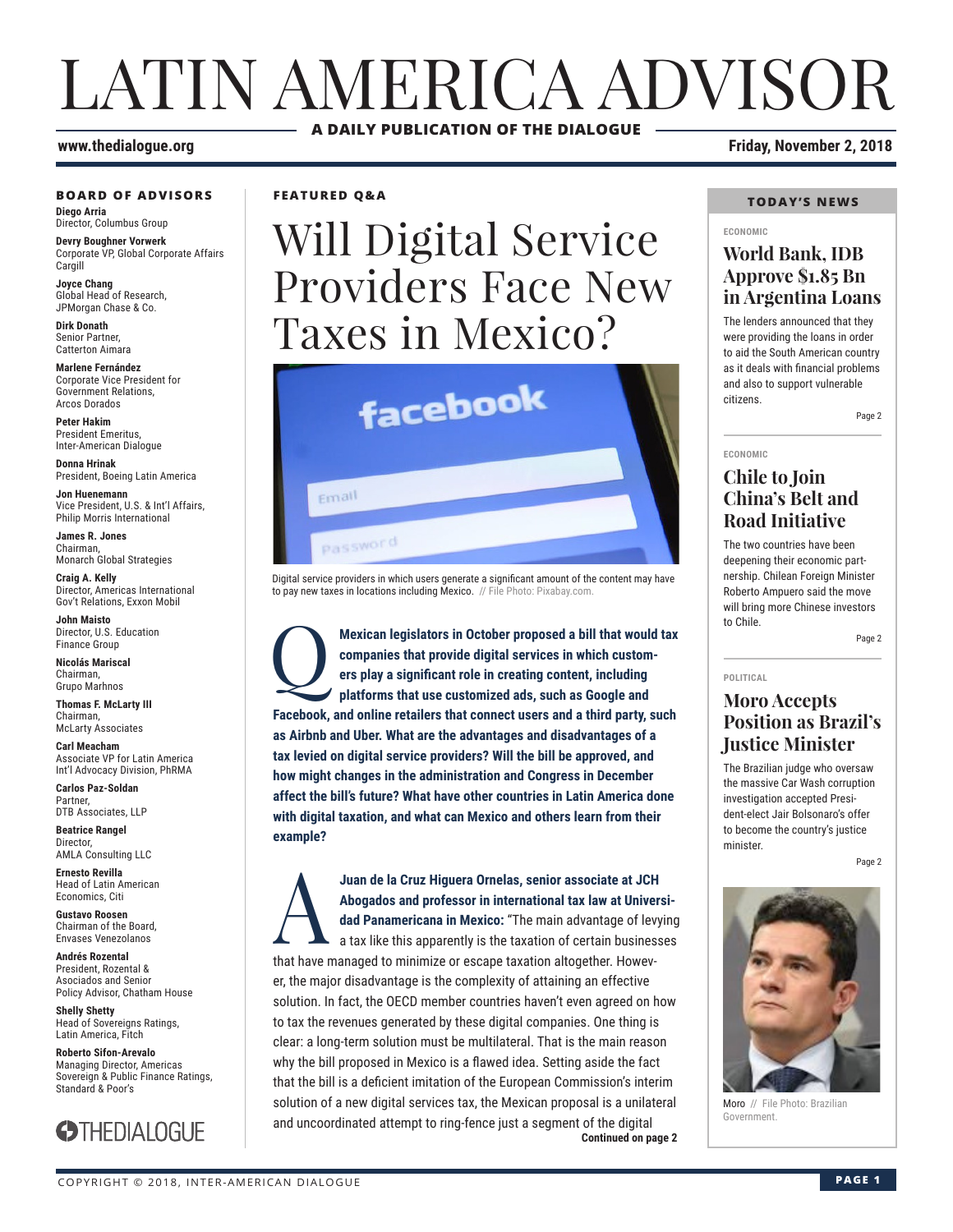# LATIN AMERICA ADVISOR

**A DAILY PUBLICATION OF THE DIALOGUE**

**www.thedialogue.org** **Friday, November 2, 2018**

### BOARD OF ADVISORS

**Diego Arria**
Director, Columbus Group

**Devry Boughner Vorwerk**
Corporate VP, Global Corporate Affairs
Cargill

**Joyce Chang**
Global Head of Research,
JPMorgan Chase & Co.

**Dirk Donath**
Senior Partner,
Catterton Aimara

**Marlene Fernández**
Corporate Vice President for
Government Relations,
Arcos Dorados

**Peter Hakim**
President Emeritus,
Inter-American Dialogue

**Donna Hrinak**
President, Boeing Latin America

**Jon Huenemann**
Vice President, U.S. & Int'l Affairs,
Philip Morris International

**James R. Jones**
Chairman,
Monarch Global Strategies

**Craig A. Kelly**
Director, Americas International
Gov't Relations, Exxon Mobil

**John Maisto**
Director, U.S. Education
Finance Group

**Nicolás Mariscal**
Chairman,
Grupo Marhnos

**Thomas F. McLarty III**
Chairman,
McLarty Associates

**Carl Meacham**
Associate VP for Latin America
Int'l Advocacy Division, PhRMA

**Carlos Paz-Soldan**
Partner,
DTB Associates, LLP

**Beatrice Rangel**
Director,
AMLA Consulting LLC

**Ernesto Revilla**
Head of Latin American
Economics, Citi

**Gustavo Roosen**
Chairman of the Board,
Envases Venezolanos

**Andrés Rozental**
President, Rozental &
Asociados and Senior
Policy Advisor, Chatham House

**Shelly Shetty**
Head of Sovereigns Ratings,
Latin America, Fitch

**Roberto Sifon-Arevalo**
Managing Director, Americas
Sovereign & Public Finance Ratings,
Standard & Poor's

THEDIALOGUE

**FEATURED Q&A**

## Will Digital Service Providers Face New Taxes in Mexico?

Digital service providers in which users generate a significant amount of the content may have to pay new taxes in locations including Mexico. // File Photo: Pixabay.com.

**Q** **Mexican legislators in October proposed a bill that would tax companies that provide digital services in which customers play a significant role in creating content, including platforms that use customized ads, such as Google and Facebook, and online retailers that connect users and a third party, such as Airbnb and Uber. What are the advantages and disadvantages of a tax levied on digital service providers? Will the bill be approved, and how might changes in the administration and Congress in December affect the bill's future? What have other countries in Latin America done with digital taxation, and what can Mexico and others learn from their example?**

**A** **Juan de la Cruz Higuera Ornelas, senior associate at JCH Abogados and professor in international tax law at Universidad Panamericana in Mexico:** "The main advantage of levying a tax like this apparently is the taxation of certain businesses that have managed to minimize or escape taxation altogether. However, the major disadvantage is the complexity of attaining an effective solution. In fact, the OECD member countries haven't even agreed on how to tax the revenues generated by these digital companies. One thing is clear: a long-term solution must be multilateral. That is the main reason why the bill proposed in Mexico is a flawed idea. Setting aside the fact that the bill is a deficient imitation of the European Commission's interim solution of a new digital services tax, the Mexican proposal is a unilateral and uncoordinated attempt to ring-fence just a segment of the digital

**Continued on page 2**

### TODAY'S NEWS

**ECONOMIC**

### World Bank, IDB Approve $1.85 Bn in Argentina Loans

The lenders announced that they were providing the loans in order to aid the South American country as it deals with financial problems and also to support vulnerable citizens.

Page 2

**ECONOMIC**

### Chile to Join China's Belt and Road Initiative

The two countries have been deepening their economic partnership. Chilean Foreign Minister Roberto Ampuero said the move will bring more Chinese investors to Chile.

Page 2

**POLITICAL**

### Moro Accepts Position as Brazil's Justice Minister

The Brazilian judge who oversaw the massive Car Wash corruption investigation accepted President-elect Jair Bolsonaro's offer to become the country's justice minister.

Page 2

Moro // File Photo: Brazilian Government.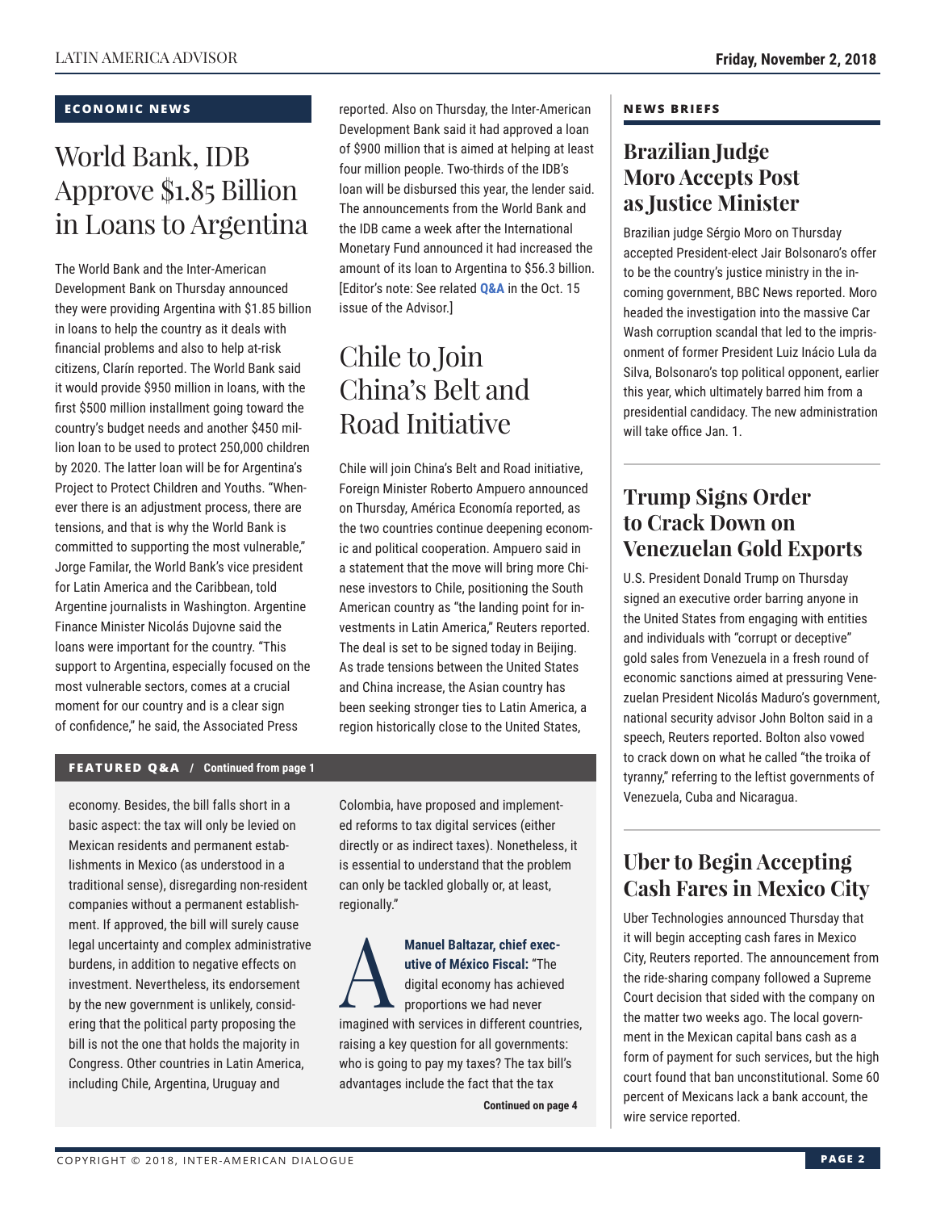## ECONOMIC NEWS

# World Bank, IDB Approve $1.85 Billion in Loans to Argentina

The World Bank and the Inter-American Development Bank on Thursday announced they were providing Argentina with $1.85 billion in loans to help the country as it deals with financial problems and also to help at-risk citizens, Clarín reported. The World Bank said it would provide $950 million in loans, with the first $500 million installment going toward the country's budget needs and another $450 million loan to be used to protect 250,000 children by 2020. The latter loan will be for Argentina's Project to Protect Children and Youths. "Whenever there is an adjustment process, there are tensions, and that is why the World Bank is committed to supporting the most vulnerable," Jorge Familar, the World Bank's vice president for Latin America and the Caribbean, told Argentine journalists in Washington. Argentine Finance Minister Nicolás Dujovne said the loans were important for the country. "This support to Argentina, especially focused on the most vulnerable sectors, comes at a crucial moment for our country and is a clear sign of confidence," he said, the Associated Press reported. Also on Thursday, the Inter-American Development Bank said it had approved a loan of $900 million that is aimed at helping at least four million people. Two-thirds of the IDB's loan will be disbursed this year, the lender said. The announcements from the World Bank and the IDB came a week after the International Monetary Fund announced it had increased the amount of its loan to Argentina to $56.3 billion. [Editor's note: See related **Q&A** in the Oct. 15 issue of the Advisor.]

# Chile to Join China's Belt and Road Initiative

Chile will join China's Belt and Road initiative, Foreign Minister Roberto Ampuero announced on Thursday, América Economía reported, as the two countries continue deepening economic and political cooperation. Ampuero said in a statement that the move will bring more Chinese investors to Chile, positioning the South American country as "the landing point for investments in Latin America," Reuters reported. The deal is set to be signed today in Beijing. As trade tensions between the United States and China increase, the Asian country has been seeking stronger ties to Latin America, a region historically close to the United States,

## FEATURED Q&A / Continued from page 1

economy. Besides, the bill falls short in a basic aspect: the tax will only be levied on Mexican residents and permanent establishments in Mexico (as understood in a traditional sense), disregarding non-resident companies without a permanent establishment. If approved, the bill will surely cause legal uncertainty and complex administrative burdens, in addition to negative effects on investment. Nevertheless, its endorsement by the new government is unlikely, considering that the political party proposing the bill is not the one that holds the majority in Congress. Other countries in Latin America, including Chile, Argentina, Uruguay and Colombia, have proposed and implemented reforms to tax digital services (either directly or as indirect taxes). Nonetheless, it is essential to understand that the problem can only be tackled globally or, at least, regionally."

**A** **Manuel Baltazar, chief executive of México Fiscal:** "The digital economy has achieved proportions we had never imagined with services in different countries, raising a key question for all governments: who is going to pay my taxes? The tax bill's advantages include the fact that the tax

**Continued on page 4**

## NEWS BRIEFS

### Brazilian Judge Moro Accepts Post as Justice Minister

Brazilian judge Sérgio Moro on Thursday accepted President-elect Jair Bolsonaro's offer to be the country's justice ministry in the incoming government, BBC News reported. Moro headed the investigation into the massive Car Wash corruption scandal that led to the imprisonment of former President Luiz Inácio Lula da Silva, Bolsonaro's top political opponent, earlier this year, which ultimately barred him from a presidential candidacy. The new administration will take office Jan. 1.

### Trump Signs Order to Crack Down on Venezuelan Gold Exports

U.S. President Donald Trump on Thursday signed an executive order barring anyone in the United States from engaging with entities and individuals with "corrupt or deceptive" gold sales from Venezuela in a fresh round of economic sanctions aimed at pressuring Venezuelan President Nicolás Maduro's government, national security advisor John Bolton said in a speech, Reuters reported. Bolton also vowed to crack down on what he called "the troika of tyranny," referring to the leftist governments of Venezuela, Cuba and Nicaragua.

### Uber to Begin Accepting Cash Fares in Mexico City

Uber Technologies announced Thursday that it will begin accepting cash fares in Mexico City, Reuters reported. The announcement from the ride-sharing company followed a Supreme Court decision that sided with the company on the matter two weeks ago. The local government in the Mexican capital bans cash as a form of payment for such services, but the high court found that ban unconstitutional. Some 60 percent of Mexicans lack a bank account, the wire service reported.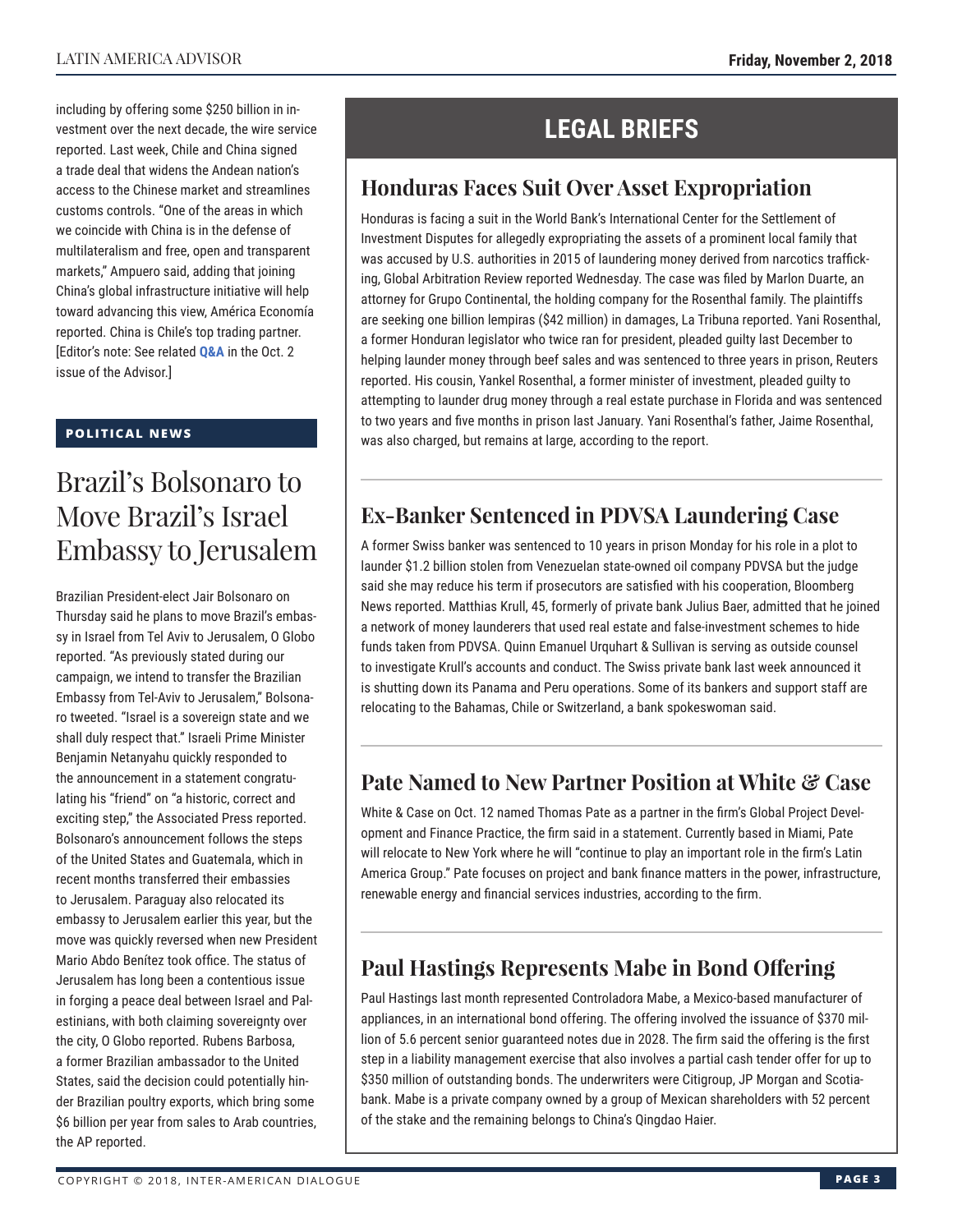including by offering some $250 billion in investment over the next decade, the wire service reported. Last week, Chile and China signed a trade deal that widens the Andean nation's access to the Chinese market and streamlines customs controls. "One of the areas in which we coincide with China is in the defense of multilateralism and free, open and transparent markets," Ampuero said, adding that joining China's global infrastructure initiative will help toward advancing this view, América Economía reported. China is Chile's top trading partner. [Editor's note: See related **Q&A** in the Oct. 2 issue of the Advisor.]

**POLITICAL NEWS**

# Brazil's Bolsonaro to Move Brazil's Israel Embassy to Jerusalem

Brazilian President-elect Jair Bolsonaro on Thursday said he plans to move Brazil's embassy in Israel from Tel Aviv to Jerusalem, O Globo reported. "As previously stated during our campaign, we intend to transfer the Brazilian Embassy from Tel-Aviv to Jerusalem," Bolsonaro tweeted. "Israel is a sovereign state and we shall duly respect that." Israeli Prime Minister Benjamin Netanyahu quickly responded to the announcement in a statement congratulating his "friend" on "a historic, correct and exciting step," the Associated Press reported. Bolsonaro's announcement follows the steps of the United States and Guatemala, which in recent months transferred their embassies to Jerusalem. Paraguay also relocated its embassy to Jerusalem earlier this year, but the move was quickly reversed when new President Mario Abdo Benítez took office. The status of Jerusalem has long been a contentious issue in forging a peace deal between Israel and Palestinians, with both claiming sovereignty over the city, O Globo reported. Rubens Barbosa, a former Brazilian ambassador to the United States, said the decision could potentially hinder Brazilian poultry exports, which bring some $6 billion per year from sales to Arab countries, the AP reported.

# LEGAL BRIEFS

## Honduras Faces Suit Over Asset Expropriation

Honduras is facing a suit in the World Bank's International Center for the Settlement of Investment Disputes for allegedly expropriating the assets of a prominent local family that was accused by U.S. authorities in 2015 of laundering money derived from narcotics trafficking, Global Arbitration Review reported Wednesday. The case was filed by Marlon Duarte, an attorney for Grupo Continental, the holding company for the Rosenthal family. The plaintiffs are seeking one billion lempiras ($42 million) in damages, La Tribuna reported. Yani Rosenthal, a former Honduran legislator who twice ran for president, pleaded guilty last December to helping launder money through beef sales and was sentenced to three years in prison, Reuters reported. His cousin, Yankel Rosenthal, a former minister of investment, pleaded guilty to attempting to launder drug money through a real estate purchase in Florida and was sentenced to two years and five months in prison last January. Yani Rosenthal's father, Jaime Rosenthal, was also charged, but remains at large, according to the report.

## Ex-Banker Sentenced in PDVSA Laundering Case

A former Swiss banker was sentenced to 10 years in prison Monday for his role in a plot to launder $1.2 billion stolen from Venezuelan state-owned oil company PDVSA but the judge said she may reduce his term if prosecutors are satisfied with his cooperation, Bloomberg News reported. Matthias Krull, 45, formerly of private bank Julius Baer, admitted that he joined a network of money launderers that used real estate and false-investment schemes to hide funds taken from PDVSA. Quinn Emanuel Urquhart & Sullivan is serving as outside counsel to investigate Krull's accounts and conduct. The Swiss private bank last week announced it is shutting down its Panama and Peru operations. Some of its bankers and support staff are relocating to the Bahamas, Chile or Switzerland, a bank spokeswoman said.

## Pate Named to New Partner Position at White & Case

White & Case on Oct. 12 named Thomas Pate as a partner in the firm's Global Project Development and Finance Practice, the firm said in a statement. Currently based in Miami, Pate will relocate to New York where he will "continue to play an important role in the firm's Latin America Group." Pate focuses on project and bank finance matters in the power, infrastructure, renewable energy and financial services industries, according to the firm.

## Paul Hastings Represents Mabe in Bond Offering

Paul Hastings last month represented Controladora Mabe, a Mexico-based manufacturer of appliances, in an international bond offering. The offering involved the issuance of $370 million of 5.6 percent senior guaranteed notes due in 2028. The firm said the offering is the first step in a liability management exercise that also involves a partial cash tender offer for up to $350 million of outstanding bonds. The underwriters were Citigroup, JP Morgan and Scotiabank. Mabe is a private company owned by a group of Mexican shareholders with 52 percent of the stake and the remaining belongs to China's Qingdao Haier.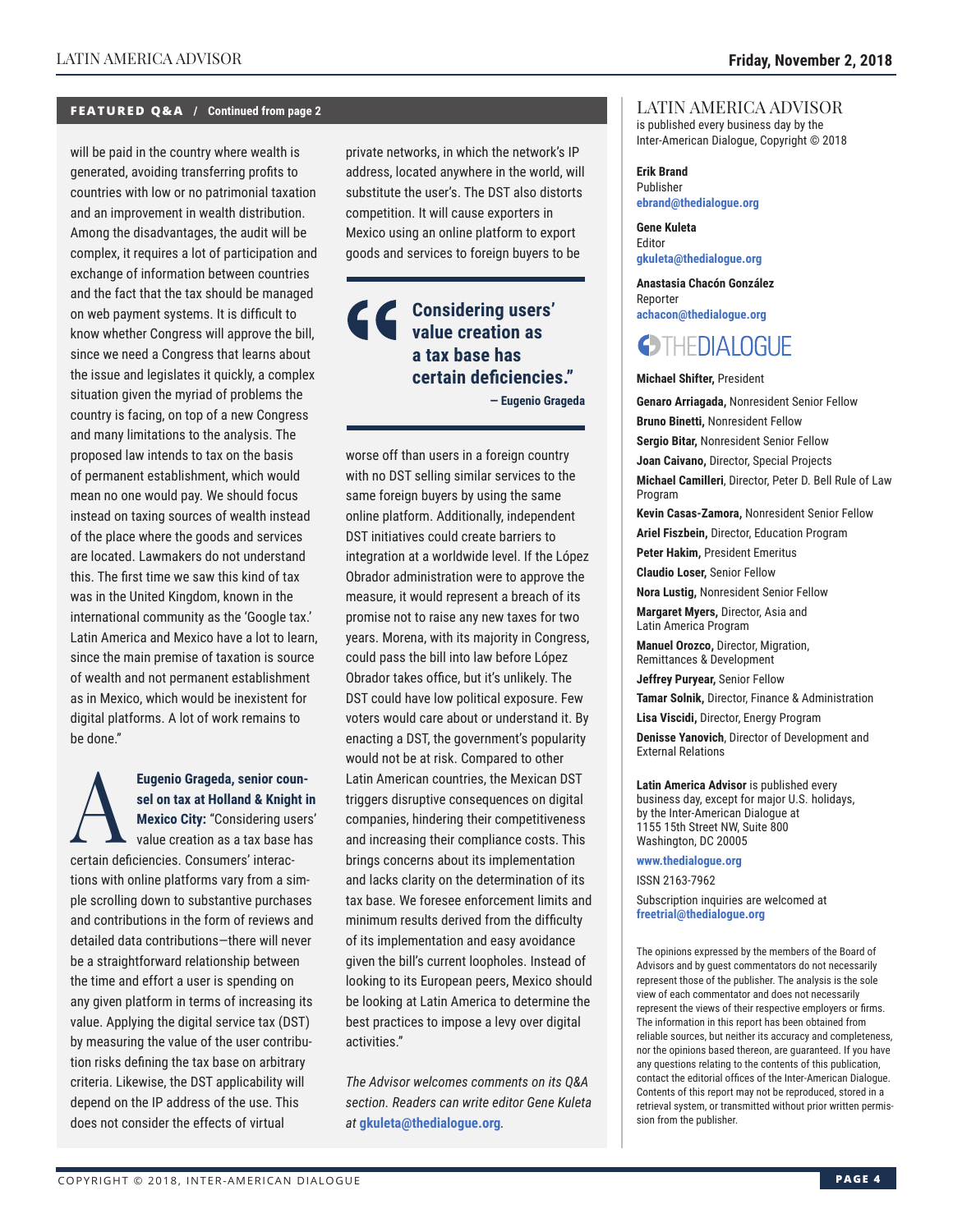**FEATURED Q&A / Continued from page 2**

will be paid in the country where wealth is generated, avoiding transferring profits to countries with low or no patrimonial taxation and an improvement in wealth distribution. Among the disadvantages, the audit will be complex, it requires a lot of participation and exchange of information between countries and the fact that the tax should be managed on web payment systems. It is difficult to know whether Congress will approve the bill, since we need a Congress that learns about the issue and legislates it quickly, a complex situation given the myriad of problems the country is facing, on top of a new Congress and many limitations to the analysis. The proposed law intends to tax on the basis of permanent establishment, which would mean no one would pay. We should focus instead on taxing sources of wealth instead of the place where the goods and services are located. Lawmakers do not understand this. The first time we saw this kind of tax was in the United Kingdom, known in the international community as the 'Google tax.' Latin America and Mexico have a lot to learn, since the main premise of taxation is source of wealth and not permanent establishment as in Mexico, which would be inexistent for digital platforms. A lot of work remains to be done."

**A** **Eugenio Grageda, senior counsel on tax at Holland & Knight in Mexico City:** "Considering users' value creation as a tax base has certain deficiencies. Consumers' interactions with online platforms vary from a simple scrolling down to substantive purchases and contributions in the form of reviews and detailed data contributions—there will never be a straightforward relationship between the time and effort a user is spending on any given platform in terms of increasing its value. Applying the digital service tax (DST) by measuring the value of the user contribution risks defining the tax base on arbitrary criteria. Likewise, the DST applicability will depend on the IP address of the use. This does not consider the effects of virtual private networks, in which the network's IP address, located anywhere in the world, will substitute the user's. The DST also distorts competition. It will cause exporters in Mexico using an online platform to export goods and services to foreign buyers to be worse off than users in a foreign country with no DST selling similar services to the same foreign buyers by using the same online platform. Additionally, independent DST initiatives could create barriers to integration at a worldwide level. If the López Obrador administration were to approve the measure, it would represent a breach of its promise not to raise any new taxes for two years. Morena, with its majority in Congress, could pass the bill into law before López Obrador takes office, but it's unlikely. The DST could have low political exposure. Few voters would care about or understand it. By enacting a DST, the government's popularity would not be at risk. Compared to other Latin American countries, the Mexican DST triggers disruptive consequences on digital companies, hindering their competitiveness and increasing their compliance costs. This brings concerns about its implementation and lacks clarity on the determination of its tax base. We foresee enforcement limits and minimum results derived from the difficulty of its implementation and easy avoidance given the bill's current loopholes. Instead of looking to its European peers, Mexico should be looking at Latin America to determine the best practices to impose a levy over digital activities."

> **"Considering users' value creation as a tax base has certain deficiencies."**
> — Eugenio Grageda

*The Advisor welcomes comments on its Q&A section. Readers can write editor Gene Kuleta at* ***gkuleta@thedialogue.org****.*

---

LATIN AMERICA ADVISOR
is published every business day by the Inter-American Dialogue, Copyright © 2018

**Erik Brand**
Publisher
**ebrand@thedialogue.org**

**Gene Kuleta**
Editor
**gkuleta@thedialogue.org**

**Anastasia Chacón González**
Reporter
**achacon@thedialogue.org**

THEDIALOGUE

**Michael Shifter,** President
**Genaro Arriagada,** Nonresident Senior Fellow
**Bruno Binetti,** Nonresident Fellow
**Sergio Bitar,** Nonresident Senior Fellow
**Joan Caivano,** Director, Special Projects
**Michael Camilleri**, Director, Peter D. Bell Rule of Law Program
**Kevin Casas-Zamora,** Nonresident Senior Fellow
**Ariel Fiszbein,** Director, Education Program
**Peter Hakim,** President Emeritus
**Claudio Loser,** Senior Fellow
**Nora Lustig,** Nonresident Senior Fellow
**Margaret Myers,** Director, Asia and Latin America Program
**Manuel Orozco,** Director, Migration, Remittances & Development
**Jeffrey Puryear,** Senior Fellow
**Tamar Solnik,** Director, Finance & Administration
**Lisa Viscidi,** Director, Energy Program
**Denisse Yanovich**, Director of Development and External Relations

**Latin America Advisor** is published every business day, except for major U.S. holidays, by the Inter-American Dialogue at
1155 15th Street NW, Suite 800
Washington, DC 20005

**www.thedialogue.org**

ISSN 2163-7962

Subscription inquiries are welcomed at **freetrial@thedialogue.org**

The opinions expressed by the members of the Board of Advisors and by guest commentators do not necessarily represent those of the publisher. The analysis is the sole view of each commentator and does not necessarily represent the views of their respective employers or firms. The information in this report has been obtained from reliable sources, but neither its accuracy and completeness, nor the opinions based thereon, are guaranteed. If you have any questions relating to the contents of this publication, contact the editorial offices of the Inter-American Dialogue. Contents of this report may not be reproduced, stored in a retrieval system, or transmitted without prior written permission from the publisher.